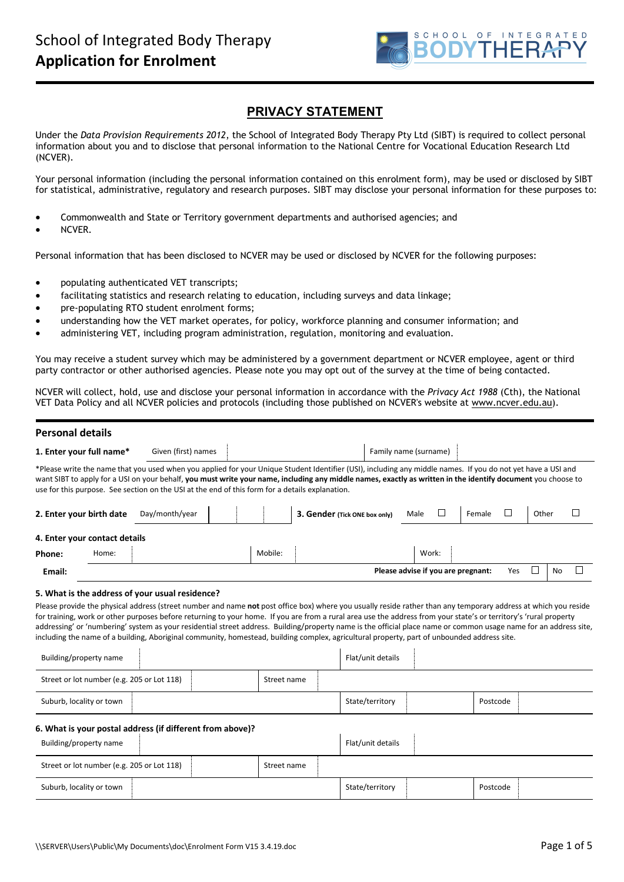# School of Integrated Body Therapy
# **Application for Enrolment**

## PRIVACY STATEMENT

Under the *Data Provision Requirements 2012*, the School of Integrated Body Therapy Pty Ltd (SIBT) is required to collect personal information about you and to disclose that personal information to the National Centre for Vocational Education Research Ltd (NCVER).

Your personal information (including the personal information contained on this enrolment form), may be used or disclosed by SIBT for statistical, administrative, regulatory and research purposes. SIBT may disclose your personal information for these purposes to:

- Commonwealth and State or Territory government departments and authorised agencies; and
- NCVER.

Personal information that has been disclosed to NCVER may be used or disclosed by NCVER for the following purposes:

- populating authenticated VET transcripts;
- facilitating statistics and research relating to education, including surveys and data linkage;
- pre-populating RTO student enrolment forms;
- understanding how the VET market operates, for policy, workforce planning and consumer information; and
- administering VET, including program administration, regulation, monitoring and evaluation.

You may receive a student survey which may be administered by a government department or NCVER employee, agent or third party contractor or other authorised agencies. Please note you may opt out of the survey at the time of being contacted.

NCVER will collect, hold, use and disclose your personal information in accordance with the *Privacy Act 1988* (Cth), the National VET Data Policy and all NCVER policies and protocols (including those published on NCVER's website at www.ncver.edu.au).

## Personal details

**1. Enter your full name\*** Given (first) names ______ Family name (surname) ______

\*Please write the name that you used when you applied for your Unique Student Identifier (USI), including any middle names. If you do not yet have a USI and want SIBT to apply for a USI on your behalf, **you must write your name, including any middle names, exactly as written in the identify document** you choose to use for this purpose. See section on the USI at the end of this form for a details explanation.

**2. Enter your birth date** Day/month/year ____ / ____ / ____

**3. Gender** (Tick ONE box only) Male ☐ Female ☐ Other ☐

**4. Enter your contact details**

**Phone:** Home: ______ Mobile: ______ Work: ______

**Email:** ______ **Please advise if you are pregnant:** Yes ☐ No ☐

**5. What is the address of your usual residence?**

Please provide the physical address (street number and name **not** post office box) where you usually reside rather than any temporary address at which you reside for training, work or other purposes before returning to your home. If you are from a rural area use the address from your state's or territory's 'rural property addressing' or 'numbering' system as your residential street address. Building/property name is the official place name or common usage name for an address site, including the name of a building, Aboriginal community, homestead, building complex, agricultural property, part of unbounded address site.

| Building/property name | | Flat/unit details | |
|---|---|---|---|
| Street or lot number (e.g. 205 or Lot 118) | | Street name | |
| Suburb, locality or town | | State/territory | Postcode |

**6. What is your postal address (if different from above)?**

| Building/property name | | Flat/unit details | |
|---|---|---|---|
| Street or lot number (e.g. 205 or Lot 118) | | Street name | |
| Suburb, locality or town | | State/territory | Postcode |

\\SERVER\Users\Public\My Documents\doc\Enrolment Form V15 3.4.19.doc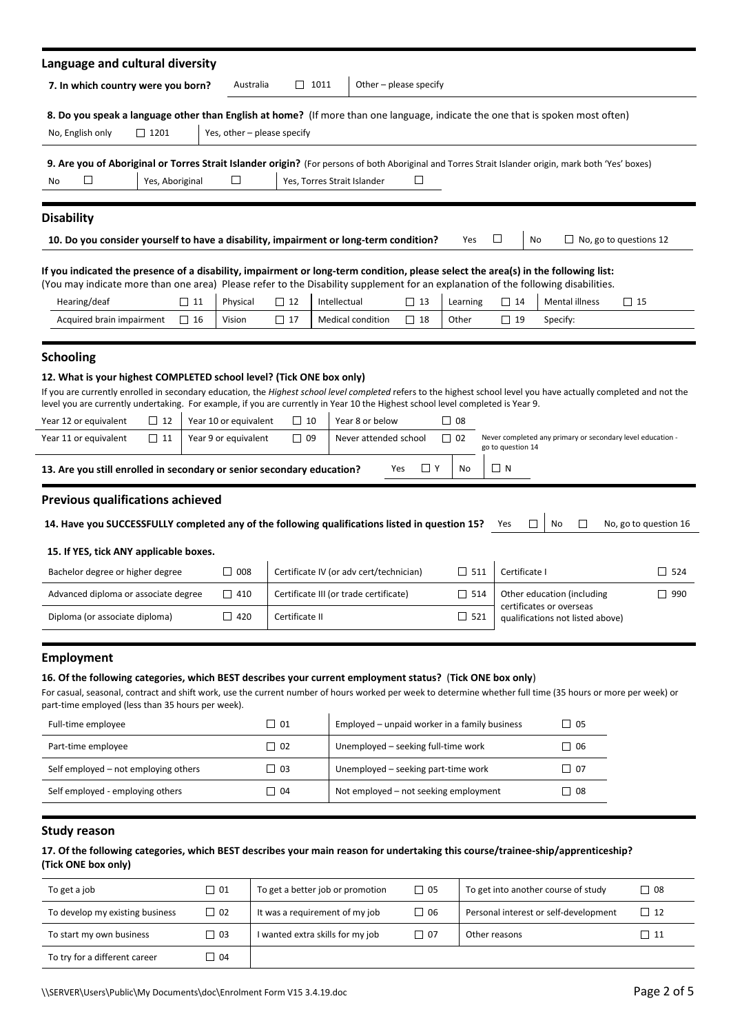## Language and cultural diversity

| **7. In which country were you born?** | Australia | ☐ 1011 | Other – please specify |
|---|---|---|---|

**8. Do you speak a language other than English at home?** (If more than one language, indicate the one that is spoken most often)

| No, English only | ☐ 1201 | Yes, other – please specify |
|---|---|---|

**9. Are you of Aboriginal or Torres Strait Islander origin?** (For persons of both Aboriginal and Torres Strait Islander origin, mark both 'Yes' boxes)

| No | ☐ | Yes, Aboriginal | ☐ | Yes, Torres Strait Islander | ☐ |
|---|---|---|---|---|---|

## Disability

**10. Do you consider yourself to have a disability, impairment or long-term condition?** Yes ☐ No ☐ No, go to questions 12

**If you indicated the presence of a disability, impairment or long-term condition, please select the area(s) in the following list:**
(You may indicate more than one area) Please refer to the Disability supplement for an explanation of the following disabilities.

| Hearing/deaf | ☐ 11 | Physical | ☐ 12 | Intellectual | ☐ 13 | Learning | ☐ 14 | Mental illness | ☐ 15 |
|---|---|---|---|---|---|---|---|---|---|
| Acquired brain impairment | ☐ 16 | Vision | ☐ 17 | Medical condition | ☐ 18 | Other | ☐ 19 | Specify: | |

## Schooling

**12. What is your highest COMPLETED school level? (Tick ONE box only)**

If you are currently enrolled in secondary education, the *Highest school level completed* refers to the highest school level you have actually completed and not the level you are currently undertaking. For example, if you are currently in Year 10 the Highest school level completed is Year 9.

| Year 12 or equivalent | ☐ 12 | Year 10 or equivalent | ☐ 10 | Year 8 or below | ☐ 08 | |
|---|---|---|---|---|---|---|
| Year 11 or equivalent | ☐ 11 | Year 9 or equivalent | ☐ 09 | Never attended school | ☐ 02 | Never completed any primary or secondary level education - go to question 14 |

**13. Are you still enrolled in secondary or senior secondary education?** Yes ☐ Y No ☐ N

## Previous qualifications achieved

**14. Have you SUCCESSFULLY completed any of the following qualifications listed in question 15?** Yes ☐ No ☐ No, go to question 16

**15. If YES, tick ANY applicable boxes.**

| Bachelor degree or higher degree | ☐ 008 | Certificate IV (or adv cert/technician) | ☐ 511 | Certificate I | ☐ 524 |
|---|---|---|---|---|---|
| Advanced diploma or associate degree | ☐ 410 | Certificate III (or trade certificate) | ☐ 514 | Other education (including certificates or overseas qualifications not listed above) | ☐ 990 |
| Diploma (or associate diploma) | ☐ 420 | Certificate II | ☐ 521 | | |

## Employment

**16. Of the following categories, which BEST describes your current employment status? (Tick ONE box only)**

For casual, seasonal, contract and shift work, use the current number of hours worked per week to determine whether full time (35 hours or more per week) or part-time employed (less than 35 hours per week).

| Full-time employee | ☐ 01 | Employed – unpaid worker in a family business | ☐ 05 |
|---|---|---|---|
| Part-time employee | ☐ 02 | Unemployed – seeking full-time work | ☐ 06 |
| Self employed – not employing others | ☐ 03 | Unemployed – seeking part-time work | ☐ 07 |
| Self employed - employing others | ☐ 04 | Not employed – not seeking employment | ☐ 08 |

## Study reason

**17. Of the following categories, which BEST describes your main reason for undertaking this course/trainee-ship/apprenticeship? (Tick ONE box only)**

| To get a job | ☐ 01 | To get a better job or promotion | ☐ 05 | To get into another course of study | ☐ 08 |
|---|---|---|---|---|---|
| To develop my existing business | ☐ 02 | It was a requirement of my job | ☐ 06 | Personal interest or self-development | ☐ 12 |
| To start my own business | ☐ 03 | I wanted extra skills for my job | ☐ 07 | Other reasons | ☐ 11 |
| To try for a different career | ☐ 04 | | | | |

\\SERVER\Users\Public\My Documents\doc\Enrolment Form V15 3.4.19.doc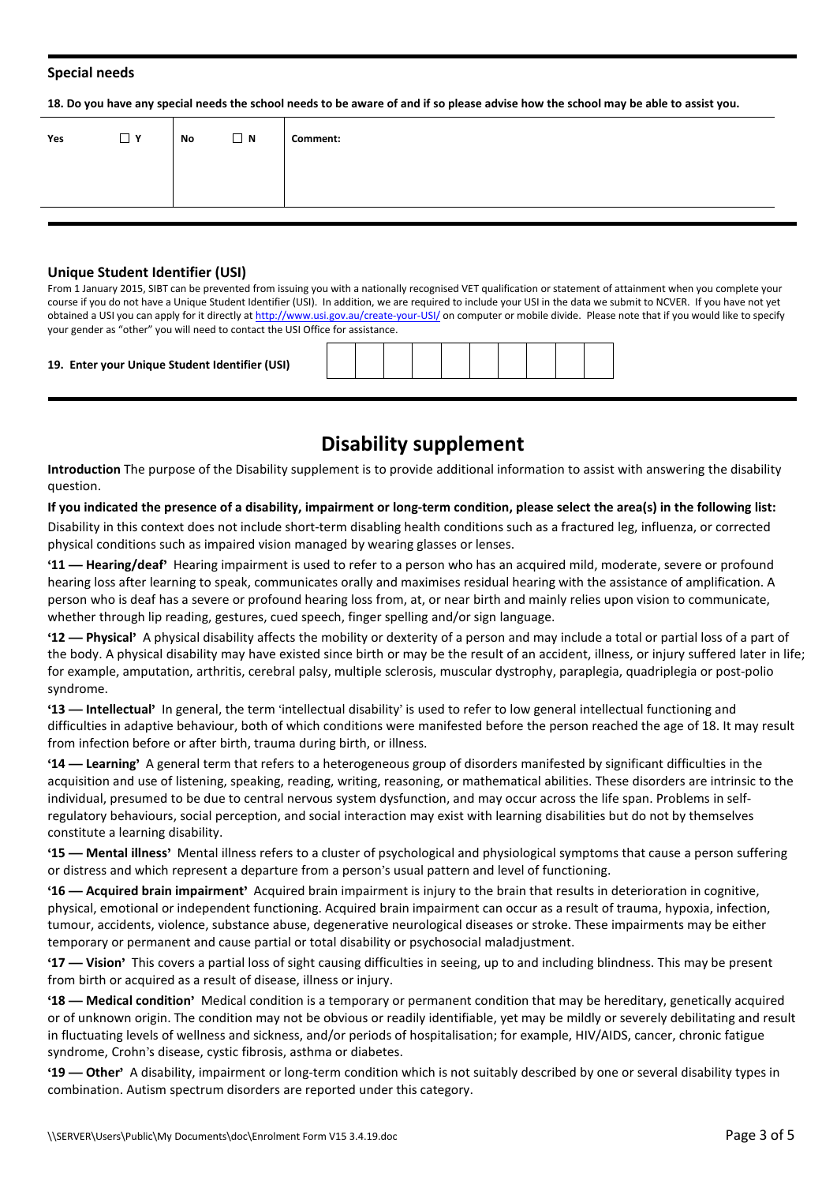## Special needs

**18. Do you have any special needs the school needs to be aware of and if so please advise how the school may be able to assist you.**

| **Yes** | ☐ **Y** | **No** | ☐ **N** | **Comment:** |
|---|---|---|---|---|
| | | | | |

## Unique Student Identifier (USI)

From 1 January 2015, SIBT can be prevented from issuing you with a nationally recognised VET qualification or statement of attainment when you complete your course if you do not have a Unique Student Identifier (USI). In addition, we are required to include your USI in the data we submit to NCVER. If you have not yet obtained a USI you can apply for it directly at http://www.usi.gov.au/create-your-USI/ on computer or mobile divide. Please note that if you would like to specify your gender as "other" you will need to contact the USI Office for assistance.

**19. Enter your Unique Student Identifier (USI)**

| | | | | | | | | | |
|---|---|---|---|---|---|---|---|---|---|
| | | | | | | | | | |

# Disability supplement

**Introduction** The purpose of the Disability supplement is to provide additional information to assist with answering the disability question.

**If you indicated the presence of a disability, impairment or long-term condition, please select the area(s) in the following list:**

Disability in this context does not include short-term disabling health conditions such as a fractured leg, influenza, or corrected physical conditions such as impaired vision managed by wearing glasses or lenses.

**'11 — Hearing/deaf'** Hearing impairment is used to refer to a person who has an acquired mild, moderate, severe or profound hearing loss after learning to speak, communicates orally and maximises residual hearing with the assistance of amplification. A person who is deaf has a severe or profound hearing loss from, at, or near birth and mainly relies upon vision to communicate, whether through lip reading, gestures, cued speech, finger spelling and/or sign language.

**'12 — Physical'** A physical disability affects the mobility or dexterity of a person and may include a total or partial loss of a part of the body. A physical disability may have existed since birth or may be the result of an accident, illness, or injury suffered later in life; for example, amputation, arthritis, cerebral palsy, multiple sclerosis, muscular dystrophy, paraplegia, quadriplegia or post-polio syndrome.

**'13 — Intellectual'** In general, the term 'intellectual disability' is used to refer to low general intellectual functioning and difficulties in adaptive behaviour, both of which conditions were manifested before the person reached the age of 18. It may result from infection before or after birth, trauma during birth, or illness.

**'14 — Learning'** A general term that refers to a heterogeneous group of disorders manifested by significant difficulties in the acquisition and use of listening, speaking, reading, writing, reasoning, or mathematical abilities. These disorders are intrinsic to the individual, presumed to be due to central nervous system dysfunction, and may occur across the life span. Problems in self-regulatory behaviours, social perception, and social interaction may exist with learning disabilities but do not by themselves constitute a learning disability.

**'15 — Mental illness'** Mental illness refers to a cluster of psychological and physiological symptoms that cause a person suffering or distress and which represent a departure from a person's usual pattern and level of functioning.

**'16 — Acquired brain impairment'** Acquired brain impairment is injury to the brain that results in deterioration in cognitive, physical, emotional or independent functioning. Acquired brain impairment can occur as a result of trauma, hypoxia, infection, tumour, accidents, violence, substance abuse, degenerative neurological diseases or stroke. These impairments may be either temporary or permanent and cause partial or total disability or psychosocial maladjustment.

**'17 — Vision'** This covers a partial loss of sight causing difficulties in seeing, up to and including blindness. This may be present from birth or acquired as a result of disease, illness or injury.

**'18 — Medical condition'** Medical condition is a temporary or permanent condition that may be hereditary, genetically acquired or of unknown origin. The condition may not be obvious or readily identifiable, yet may be mildly or severely debilitating and result in fluctuating levels of wellness and sickness, and/or periods of hospitalisation; for example, HIV/AIDS, cancer, chronic fatigue syndrome, Crohn's disease, cystic fibrosis, asthma or diabetes.

**'19 — Other'** A disability, impairment or long-term condition which is not suitably described by one or several disability types in combination. Autism spectrum disorders are reported under this category.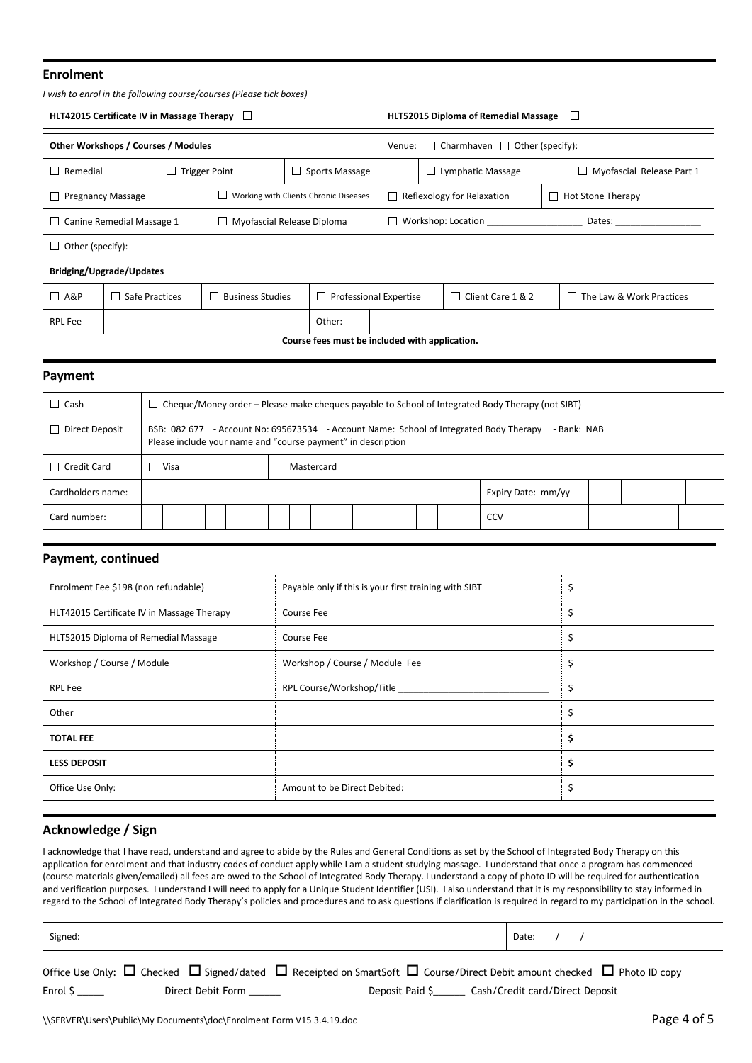## Enrolment

*I wish to enrol in the following course/courses (Please tick boxes)*

| HLT42015 Certificate IV in Massage Therapy ☐ | HLT52015 Diploma of Remedial Massage ☐ |
|---|---|

**Other Workshops / Courses / Modules** — Venue: ☐ Charmhaven ☐ Other (specify):

| | | | | |
|---|---|---|---|---|
| ☐ Remedial | ☐ Trigger Point | ☐ Sports Massage | ☐ Lymphatic Massage | ☐ Myofascial Release Part 1 |
| ☐ Pregnancy Massage | ☐ Working with Clients Chronic Diseases | ☐ Reflexology for Relaxation | ☐ Hot Stone Therapy | |
| ☐ Canine Remedial Massage 1 | ☐ Myofascial Release Diploma | ☐ Workshop: Location __________________ Dates: ________________ | | |
| ☐ Other (specify): | | | | |

**Bridging/Upgrade/Updates**

| | | | | | |
|---|---|---|---|---|---|
| ☐ A&P | ☐ Safe Practices | ☐ Business Studies | ☐ Professional Expertise | ☐ Client Care 1 & 2 | ☐ The Law & Work Practices |
| RPL Fee | | | Other: | | |

**Course fees must be included with application.**

## Payment

| | | | |
|---|---|---|---|
| ☐ Cash | ☐ Cheque/Money order – Please make cheques payable to School of Integrated Body Therapy (not SIBT) | | |
| ☐ Direct Deposit | BSB: 082 677 - Account No: 695673534 - Account Name: School of Integrated Body Therapy - Bank: NAB<br>Please include your name and "course payment" in description | | |
| ☐ Credit Card | ☐ Visa | ☐ Mastercard | |
| Cardholders name: | | | Expiry Date: mm/yy |
| Card number: | | | CCV |

## Payment, continued

| | | |
|---|---|---|
| Enrolment Fee $198 (non refundable) | Payable only if this is your first training with SIBT | $ |
| HLT42015 Certificate IV in Massage Therapy | Course Fee | $ |
| HLT52015 Diploma of Remedial Massage | Course Fee | $ |
| Workshop / Course / Module | Workshop / Course / Module Fee | $ |
| RPL Fee | RPL Course/Workshop/Title ______________________________ | $ |
| Other | | $ |
| **TOTAL FEE** | | **$** |
| **LESS DEPOSIT** | | **$** |
| Office Use Only: | Amount to be Direct Debited: | $ |

## Acknowledge / Sign

I acknowledge that I have read, understand and agree to abide by the Rules and General Conditions as set by the School of Integrated Body Therapy on this application for enrolment and that industry codes of conduct apply while I am a student studying massage. I understand that once a program has commenced (course materials given/emailed) all fees are owed to the School of Integrated Body Therapy. I understand a copy of photo ID will be required for authentication and verification purposes. I understand I will need to apply for a Unique Student Identifier (USI). I also understand that it is my responsibility to stay informed in regard to the School of Integrated Body Therapy's policies and procedures and to ask questions if clarification is required in regard to my participation in the school.

| Signed: | Date: / / |
|---|---|

Office Use Only: ☐ Checked ☐ Signed/dated ☐ Receipted on SmartSoft ☐ Course/Direct Debit amount checked ☐ Photo ID copy

Enrol $ _____ Direct Debit Form ______ Deposit Paid $______ Cash/Credit card/Direct Deposit

\\SERVER\Users\Public\My Documents\doc\Enrolment Form V15 3.4.19.doc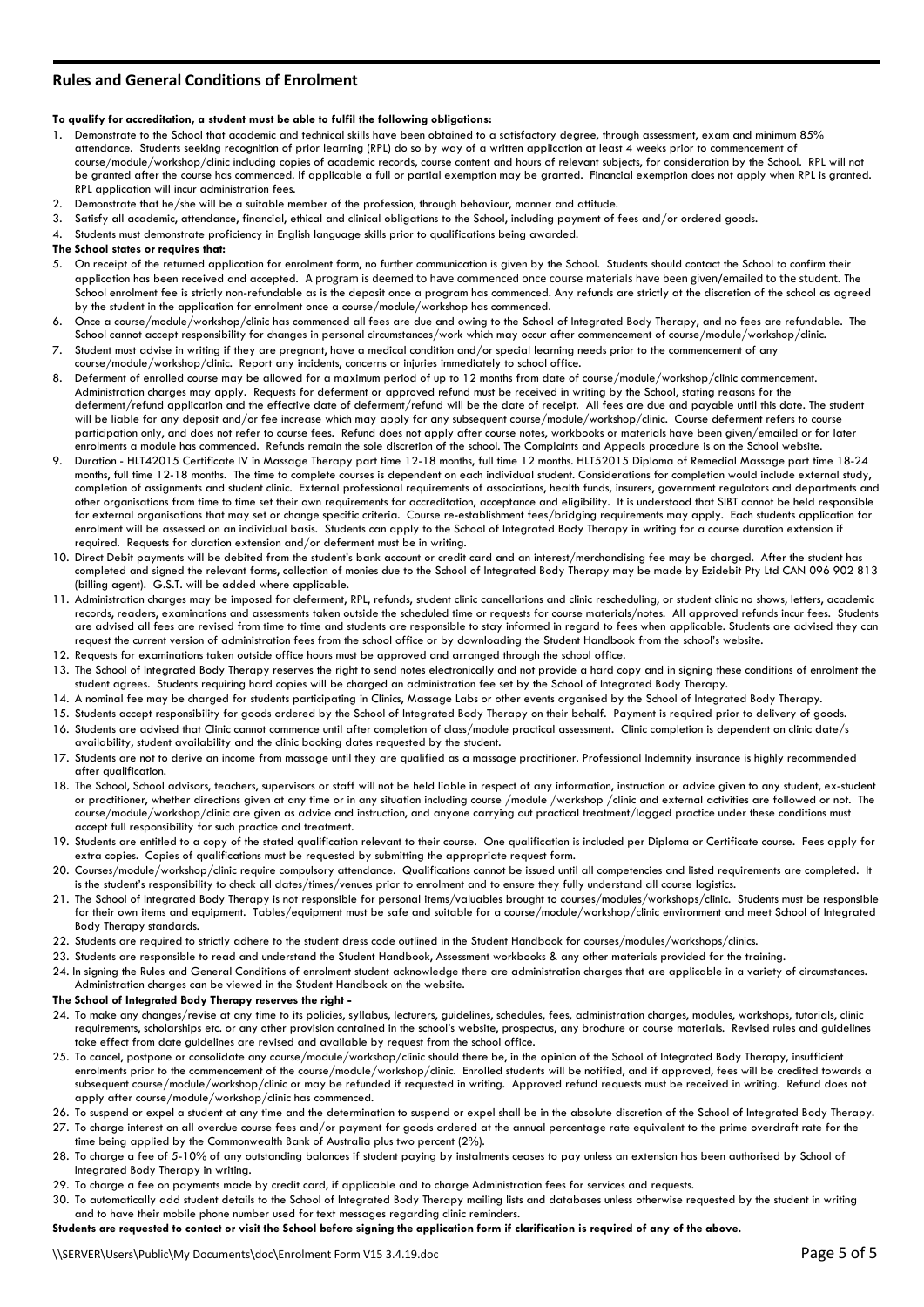## Rules and General Conditions of Enrolment

**To qualify for accreditation, a student must be able to fulfil the following obligations:**

1. Demonstrate to the School that academic and technical skills have been obtained to a satisfactory degree, through assessment, exam and minimum 85% attendance. Students seeking recognition of prior learning (RPL) do so by way of a written application at least 4 weeks prior to commencement of course/module/workshop/clinic including copies of academic records, course content and hours of relevant subjects, for consideration by the School. RPL will not be granted after the course has commenced. If applicable a full or partial exemption may be granted. Financial exemption does not apply when RPL is granted. RPL application will incur administration fees.
2. Demonstrate that he/she will be a suitable member of the profession, through behaviour, manner and attitude.
3. Satisfy all academic, attendance, financial, ethical and clinical obligations to the School, including payment of fees and/or ordered goods.
4. Students must demonstrate proficiency in English language skills prior to qualifications being awarded.

**The School states or requires that:**

5. On receipt of the returned application for enrolment form, no further communication is given by the School. Students should contact the School to confirm their application has been received and accepted. A program is deemed to have commenced once course materials have been given/emailed to the student. The School enrolment fee is strictly non-refundable as is the deposit once a program has commenced. Any refunds are strictly at the discretion of the school as agreed by the student in the application for enrolment once a course/module/workshop has commenced.
6. Once a course/module/workshop/clinic has commenced all fees are due and owing to the School of Integrated Body Therapy, and no fees are refundable. The School cannot accept responsibility for changes in personal circumstances/work which may occur after commencement of course/module/workshop/clinic.
7. Student must advise in writing if they are pregnant, have a medical condition and/or special learning needs prior to the commencement of any course/module/workshop/clinic. Report any incidents, concerns or injuries immediately to school office.
8. Deferment of enrolled course may be allowed for a maximum period of up to 12 months from date of course/module/workshop/clinic commencement. Administration charges may apply. Requests for deferment or approved refund must be received in writing by the School, stating reasons for the deferment/refund application and the effective date of deferment/refund will be the date of receipt. All fees are due and payable until this date. The student will be liable for any deposit and/or fee increase which may apply for any subsequent course/module/workshop/clinic. Course deferment refers to course participation only, and does not refer to course fees. Refund does not apply after course notes, workbooks or materials have been given/emailed or for later enrolments a module has commenced. Refunds remain the sole discretion of the school. The Complaints and Appeals procedure is on the School website.
9. Duration - HLT42015 Certificate IV in Massage Therapy part time 12-18 months, full time 12 months. HLT52015 Diploma of Remedial Massage part time 18-24 months, full time 12-18 months. The time to complete courses is dependent on each individual student. Considerations for completion would include external study, completion of assignments and student clinic. External professional requirements of associations, health funds, insurers, government regulators and departments and other organisations from time to time set their own requirements for accreditation, acceptance and eligibility. It is understood that SIBT cannot be held responsible for external organisations that may set or change specific criteria. Course re-establishment fees/bridging requirements may apply. Each students application for enrolment will be assessed on an individual basis. Students can apply to the School of Integrated Body Therapy in writing for a course duration extension if required. Requests for duration extension and/or deferment must be in writing.
10. Direct Debit payments will be debited from the student's bank account or credit card and an interest/merchandising fee may be charged. After the student has completed and signed the relevant forms, collection of monies due to the School of Integrated Body Therapy may be made by Ezidebit Pty Ltd CAN 096 902 813 (billing agent). G.S.T. will be added where applicable.
11. Administration charges may be imposed for deferment, RPL, refunds, student clinic cancellations and clinic rescheduling, or student clinic no shows, letters, academic records, readers, examinations and assessments taken outside the scheduled time or requests for course materials/notes. All approved refunds incur fees. Students are advised all fees are revised from time to time and students are responsible to stay informed in regard to fees when applicable. Students are advised they can request the current version of administration fees from the school office or by downloading the Student Handbook from the school's website.
12. Requests for examinations taken outside office hours must be approved and arranged through the school office.
13. The School of Integrated Body Therapy reserves the right to send notes electronically and not provide a hard copy and in signing these conditions of enrolment the student agrees. Students requiring hard copies will be charged an administration fee set by the School of Integrated Body Therapy.
14. A nominal fee may be charged for students participating in Clinics, Massage Labs or other events organised by the School of Integrated Body Therapy.
15. Students accept responsibility for goods ordered by the School of Integrated Body Therapy on their behalf. Payment is required prior to delivery of goods.
16. Students are advised that Clinic cannot commence until after completion of class/module practical assessment. Clinic completion is dependent on clinic date/s availability, student availability and the clinic booking dates requested by the student.
17. Students are not to derive an income from massage until they are qualified as a massage practitioner. Professional Indemnity insurance is highly recommended after qualification.
18. The School, School advisors, teachers, supervisors or staff will not be held liable in respect of any information, instruction or advice given to any student, ex-student or practitioner, whether directions given at any time or in any situation including course /module /workshop /clinic and external activities are followed or not. The course/module/workshop/clinic are given as advice and instruction, and anyone carrying out practical treatment/logged practice under these conditions must accept full responsibility for such practice and treatment.
19. Students are entitled to a copy of the stated qualification relevant to their course. One qualification is included per Diploma or Certificate course. Fees apply for extra copies. Copies of qualifications must be requested by submitting the appropriate request form.
20. Courses/module/workshop/clinic require compulsory attendance. Qualifications cannot be issued until all competencies and listed requirements are completed. It is the student's responsibility to check all dates/times/venues prior to enrolment and to ensure they fully understand all course logistics.
21. The School of Integrated Body Therapy is not responsible for personal items/valuables brought to courses/modules/workshops/clinic. Students must be responsible for their own items and equipment. Tables/equipment must be safe and suitable for a course/module/workshop/clinic environment and meet School of Integrated Body Therapy standards.
22. Students are required to strictly adhere to the student dress code outlined in the Student Handbook for courses/modules/workshops/clinics.
23. Students are responsible to read and understand the Student Handbook, Assessment workbooks & any other materials provided for the training.
24. In signing the Rules and General Conditions of enrolment student acknowledge there are administration charges that are applicable in a variety of circumstances. Administration charges can be viewed in the Student Handbook on the website.

**The School of Integrated Body Therapy reserves the right -**

24. To make any changes/revise at any time to its policies, syllabus, lecturers, guidelines, schedules, fees, administration charges, modules, workshops, tutorials, clinic requirements, scholarships etc. or any other provision contained in the school's website, prospectus, any brochure or course materials. Revised rules and guidelines take effect from date guidelines are revised and available by request from the school office.
25. To cancel, postpone or consolidate any course/module/workshop/clinic should there be, in the opinion of the School of Integrated Body Therapy, insufficient enrolments prior to the commencement of the course/module/workshop/clinic. Enrolled students will be notified, and if approved, fees will be credited towards a subsequent course/module/workshop/clinic or may be refunded if requested in writing. Approved refund requests must be received in writing. Refund does not apply after course/module/workshop/clinic has commenced.
26. To suspend or expel a student at any time and the determination to suspend or expel shall be in the absolute discretion of the School of Integrated Body Therapy.
27. To charge interest on all overdue course fees and/or payment for goods ordered at the annual percentage rate equivalent to the prime overdraft rate for the time being applied by the Commonwealth Bank of Australia plus two percent (2%).
28. To charge a fee of 5-10% of any outstanding balances if student paying by instalments ceases to pay unless an extension has been authorised by School of Integrated Body Therapy in writing.
29. To charge a fee on payments made by credit card, if applicable and to charge Administration fees for services and requests.
30. To automatically add student details to the School of Integrated Body Therapy mailing lists and databases unless otherwise requested by the student in writing and to have their mobile phone number used for text messages regarding clinic reminders.

**Students are requested to contact or visit the School before signing the application form if clarification is required of any of the above.**

\\SERVER\Users\Public\My Documents\doc\Enrolment Form V15 3.4.19.doc